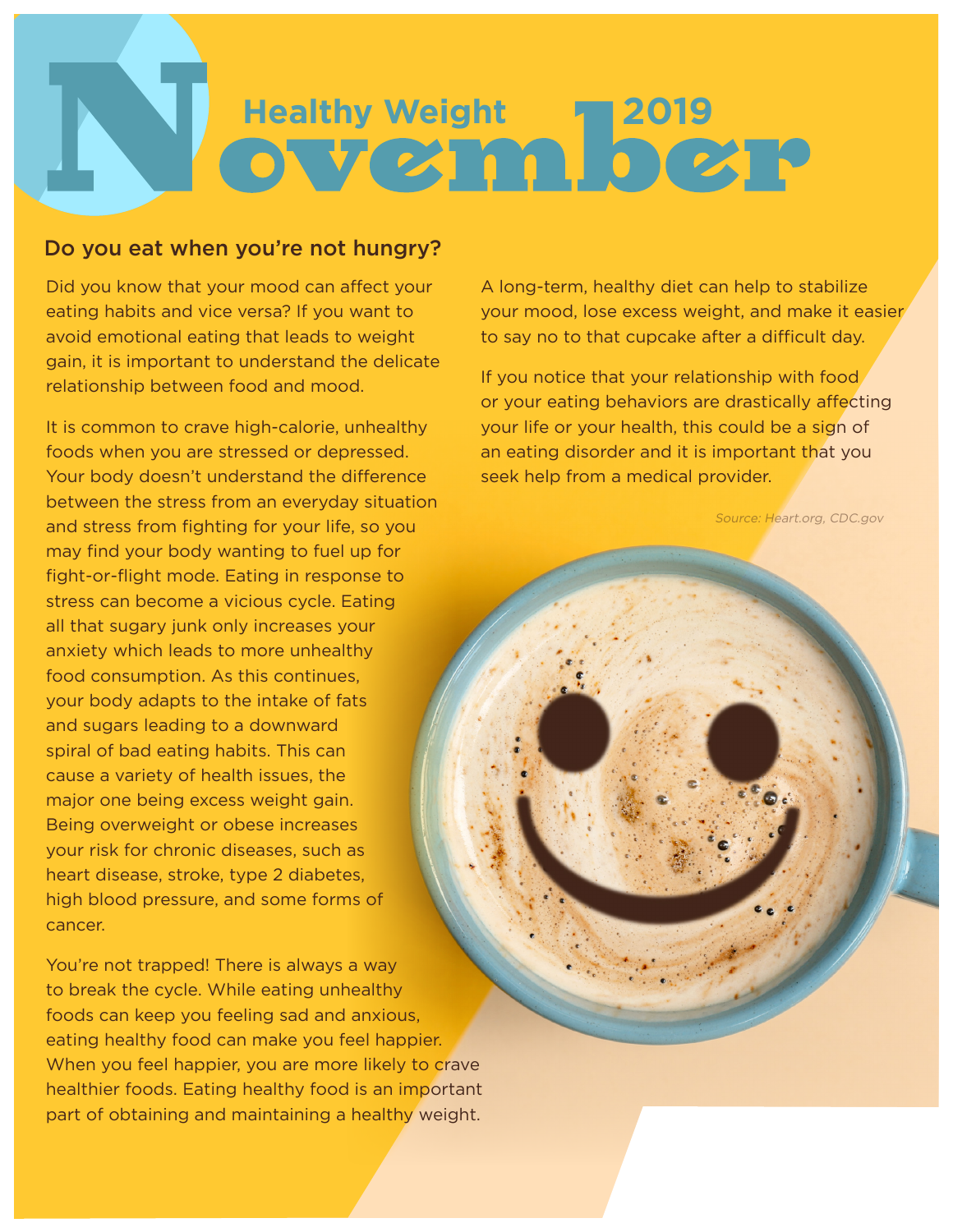# November

## Healthy Weight 2019

### Do you eat when you're not hungry?

Did you know that your mood can affect your eating habits and vice versa? If you want to avoid emotional eating that leads to weight gain, it is important to understand the delicate relationship between food and mood.

It is common to crave high-calorie, unhealthy foods when you are stressed or depressed. Your body doesn't understand the difference between the stress from an everyday situation and stress from fighting for your life, so you may find your body wanting to fuel up for fight-or-flight mode. Eating in response to stress can become a vicious cycle. Eating all that sugary junk only increases your anxiety which leads to more unhealthy food consumption. As this continues, your body adapts to the intake of fats and sugars leading to a downward spiral of bad eating habits. This can cause a variety of health issues, the major one being excess weight gain. Being overweight or obese increases your risk for chronic diseases, such as heart disease, stroke, type 2 diabetes, high blood pressure, and some forms of cancer.

You're not trapped! There is always a way to break the cycle. While eating unhealthy foods can keep you feeling sad and anxious, eating healthy food can make you feel happier. When you feel happier, you are more likely to crave healthier foods. Eating healthy food is an important part of obtaining and maintaining a healthy weight.

A long-term, healthy diet can help to stabilize your mood, lose excess weight, and make it easier to say no to that cupcake after a difficult day.

If you notice that your relationship with food or your eating behaviors are drastically affecting your life or your health, this could be a sign of an eating disorder and it is important that you seek help from a medical provider.

*Source: Heart.org, CDC.gov*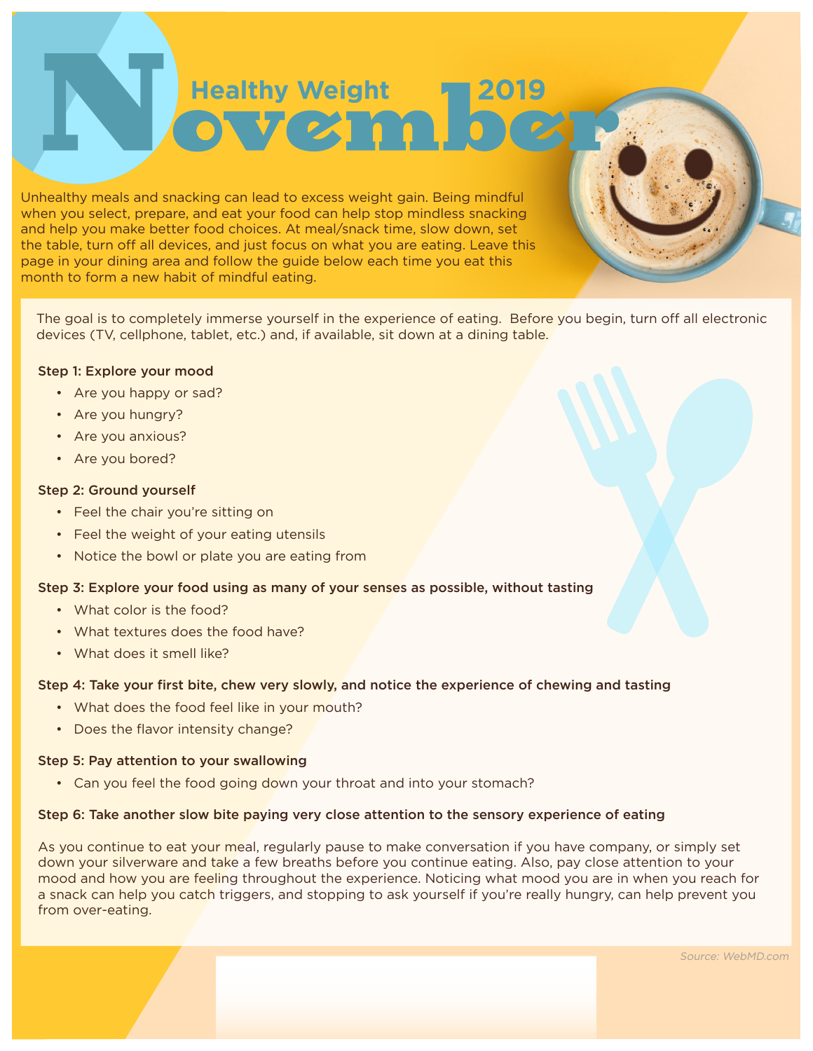# November

## Healthy Weight 2019

Unhealthy meals and snacking can lead to excess weight gain. Being mindful when you select, prepare, and eat your food can help stop mindless snacking and help you make better food choices. At meal/snack time, slow down, set the table, turn off all devices, and just focus on what you are eating. Leave this page in your dining area and follow the guide below each time you eat this month to form a new habit of mindful eating.

The goal is to completely immerse yourself in the experience of eating. Before you begin, turn off all electronic devices (TV, cellphone, tablet, etc.) and, if available, sit down at a dining table.

**Step 1: Explore your mood**

- Are you happy or sad?
- Are you hungry?
- Are you anxious?
- Are you bored?

**Step 2: Ground yourself**

- Feel the chair you're sitting on
- Feel the weight of your eating utensils
- Notice the bowl or plate you are eating from

**Step 3: Explore your food using as many of your senses as possible, without tasting**

- What color is the food?
- What textures does the food have?
- What does it smell like?

**Step 4: Take your first bite, chew very slowly, and notice the experience of chewing and tasting**

- What does the food feel like in your mouth?
- Does the flavor intensity change?

**Step 5: Pay attention to your swallowing**

- Can you feel the food going down your throat and into your stomach?

**Step 6: Take another slow bite paying very close attention to the sensory experience of eating**

As you continue to eat your meal, regularly pause to make conversation if you have company, or simply set down your silverware and take a few breaths before you continue eating. Also, pay close attention to your mood and how you are feeling throughout the experience. Noticing what mood you are in when you reach for a snack can help you catch triggers, and stopping to ask yourself if you're really hungry, can help prevent you from over-eating.

*Source: WebMD.com*